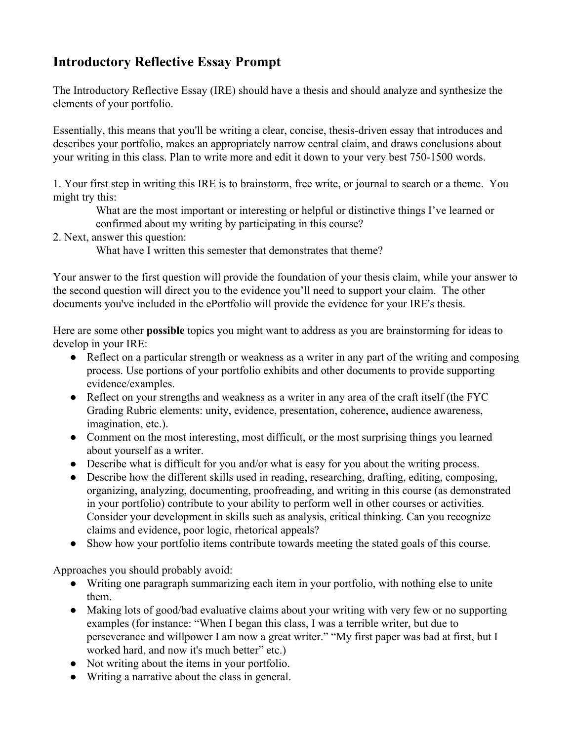## Introductory Reflective Essay Prompt

The Introductory Reflective Essay (IRE) should have a thesis and should analyze and synthesize the elements of your portfolio.

Essentially, this means that you'll be writing a clear, concise, thesis-driven essay that introduces and describes your portfolio, makes an appropriately narrow central claim, and draws conclusions about your writing in this class. Plan to write more and edit it down to your very best 750-1500 words.

1. Your first step in writing this IRE is to brainstorm, free write, or journal to search or a theme. You might try this:

    What are the most important or interesting or helpful or distinctive things I've learned or confirmed about my writing by participating in this course?

2. Next, answer this question:

    What have I written this semester that demonstrates that theme?

Your answer to the first question will provide the foundation of your thesis claim, while your answer to the second question will direct you to the evidence you'll need to support your claim. The other documents you've included in the ePortfolio will provide the evidence for your IRE's thesis.

Here are some other **possible** topics you might want to address as you are brainstorming for ideas to develop in your IRE:

- Reflect on a particular strength or weakness as a writer in any part of the writing and composing process. Use portions of your portfolio exhibits and other documents to provide supporting evidence/examples.
- Reflect on your strengths and weakness as a writer in any area of the craft itself (the FYC Grading Rubric elements: unity, evidence, presentation, coherence, audience awareness, imagination, etc.).
- Comment on the most interesting, most difficult, or the most surprising things you learned about yourself as a writer.
- Describe what is difficult for you and/or what is easy for you about the writing process.
- Describe how the different skills used in reading, researching, drafting, editing, composing, organizing, analyzing, documenting, proofreading, and writing in this course (as demonstrated in your portfolio) contribute to your ability to perform well in other courses or activities. Consider your development in skills such as analysis, critical thinking. Can you recognize claims and evidence, poor logic, rhetorical appeals?
- Show how your portfolio items contribute towards meeting the stated goals of this course.

Approaches you should probably avoid:

- Writing one paragraph summarizing each item in your portfolio, with nothing else to unite them.
- Making lots of good/bad evaluative claims about your writing with very few or no supporting examples (for instance: "When I began this class, I was a terrible writer, but due to perseverance and willpower I am now a great writer." "My first paper was bad at first, but I worked hard, and now it's much better" etc.)
- Not writing about the items in your portfolio.
- Writing a narrative about the class in general.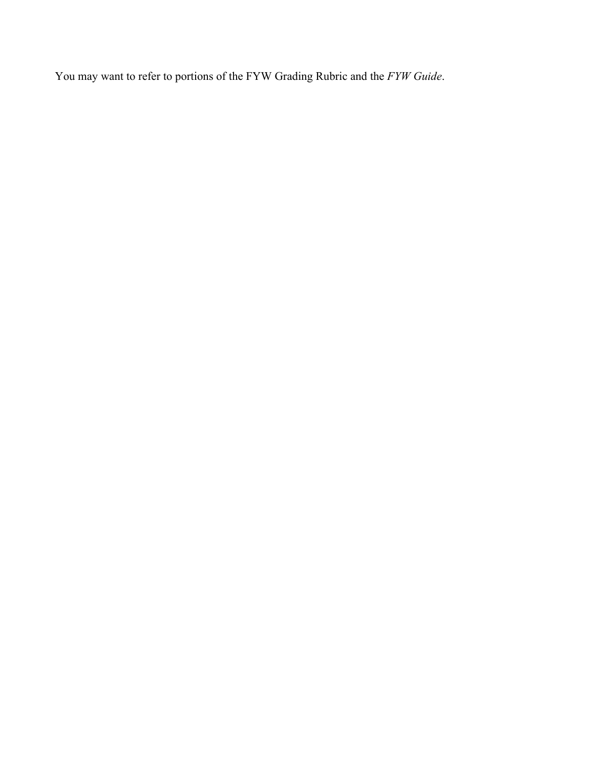You may want to refer to portions of the FYW Grading Rubric and the *FYW Guide*.